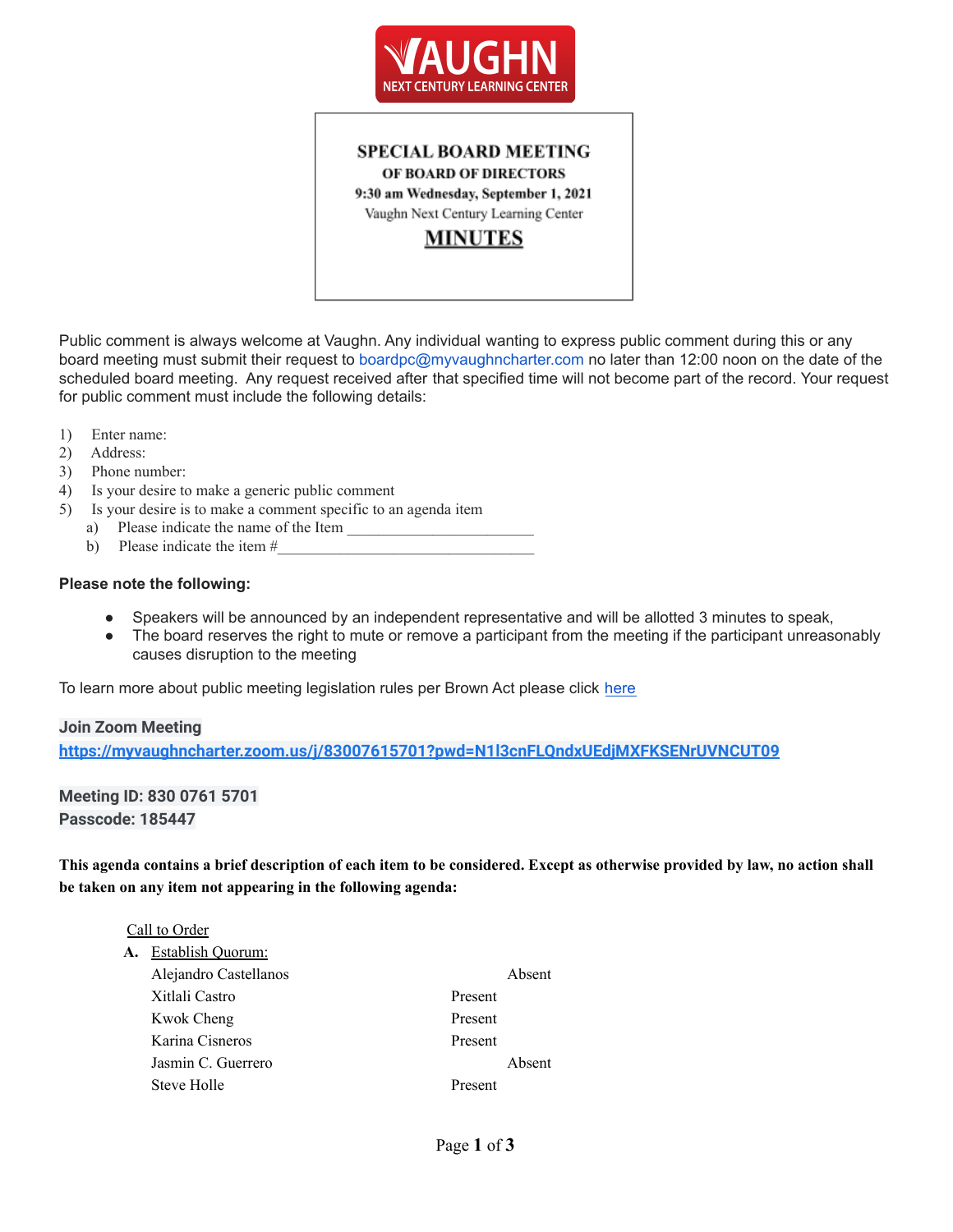# SPECIAL BOARD MEETING

**OF BOARD OF DIRECTORS**

**9:30 am Wednesday, September 1, 2021**

Vaughn Next Century Learning Center

## MINUTES

Public comment is always welcome at Vaughn. Any individual wanting to express public comment during this or any board meeting must submit their request to boardpc@myvaughncharter.com no later than 12:00 noon on the date of the scheduled board meeting. Any request received after that specified time will not become part of the record. Your request for public comment must include the following details:

1) Enter name:
2) Address:
3) Phone number:
4) Is your desire to make a generic public comment
5) Is your desire is to make a comment specific to an agenda item
   a) Please indicate the name of the Item ________________________
   b) Please indicate the item #________________________________

**Please note the following:**

- Speakers will be announced by an independent representative and will be allotted 3 minutes to speak,
- The board reserves the right to mute or remove a participant from the meeting if the participant unreasonably causes disruption to the meeting

To learn more about public meeting legislation rules per Brown Act please click here

**Join Zoom Meeting**

**https://myvaughncharter.zoom.us/j/83007615701?pwd=N1l3cnFLQndxUEdjMXFKSENrUVNCUT09**

**Meeting ID: 830 0761 5701**

**Passcode: 185447**

**This agenda contains a brief description of each item to be considered. Except as otherwise provided by law, no action shall be taken on any item not appearing in the following agenda:**

Call to Order

**A.** Establish Quorum:

| Name | Present | Absent |
|---|---|---|
| Alejandro Castellanos | | Absent |
| Xitlali Castro | Present | |
| Kwok Cheng | Present | |
| Karina Cisneros | Present | |
| Jasmin C. Guerrero | | Absent |
| Steve Holle | Present | |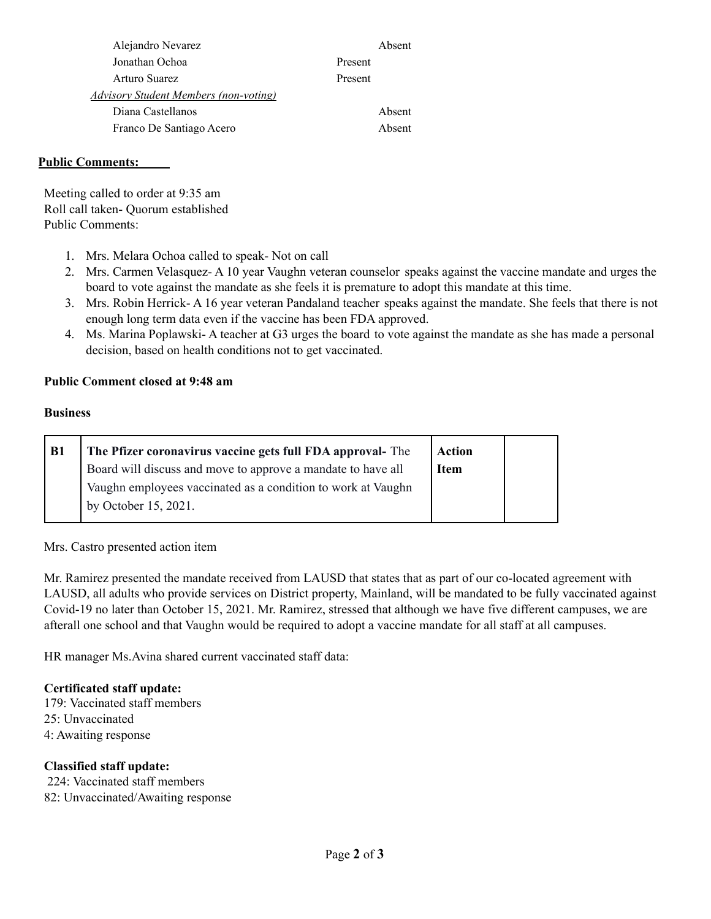| | | |
|---|---|---|
| Alejandro Nevarez | | Absent |
| Jonathan Ochoa | Present | |
| Arturo Suarez | Present | |
| *Advisory Student Members (non-voting)* | | |
| Diana Castellanos | | Absent |
| Franco De Santiago Acero | | Absent |

**Public Comments:**

Meeting called to order at 9:35 am
Roll call taken- Quorum established
Public Comments:

1. Mrs. Melara Ochoa called to speak- Not on call
2. Mrs. Carmen Velasquez- A 10 year Vaughn veteran counselor speaks against the vaccine mandate and urges the board to vote against the mandate as she feels it is premature to adopt this mandate at this time.
3. Mrs. Robin Herrick- A 16 year veteran Pandaland teacher speaks against the mandate. She feels that there is not enough long term data even if the vaccine has been FDA approved.
4. Ms. Marina Poplawski- A teacher at G3 urges the board to vote against the mandate as she has made a personal decision, based on health conditions not to get vaccinated.

**Public Comment closed at 9:48 am**

**Business**

| | | | |
|---|---|---|---|
| **B1** | **The Pfizer coronavirus vaccine gets full FDA approval-** The Board will discuss and move to approve a mandate to have all Vaughn employees vaccinated as a condition to work at Vaughn by October 15, 2021. | **Action Item** | |

Mrs. Castro presented action item

Mr. Ramirez presented the mandate received from LAUSD that states that as part of our co-located agreement with LAUSD, all adults who provide services on District property, Mainland, will be mandated to be fully vaccinated against Covid-19 no later than October 15, 2021. Mr. Ramirez, stressed that although we have five different campuses, we are afterall one school and that Vaughn would be required to adopt a vaccine mandate for all staff at all campuses.

HR manager Ms.Avina shared current vaccinated staff data:

**Certificated staff update:**
179: Vaccinated staff members
25: Unvaccinated
4: Awaiting response

**Classified staff update:**
224: Vaccinated staff members
82: Unvaccinated/Awaiting response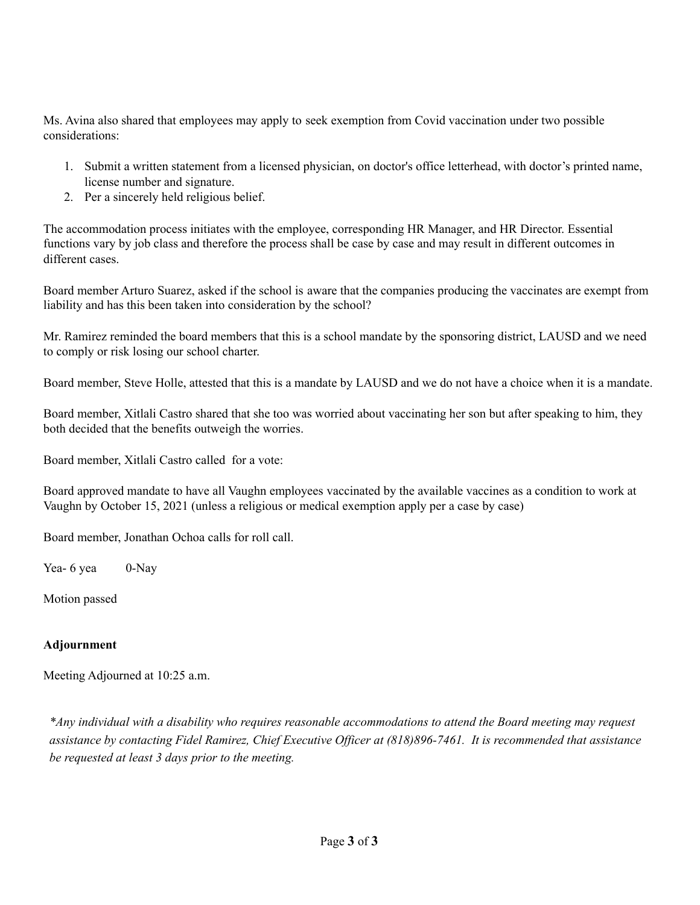Ms. Avina also shared that employees may apply to seek exemption from Covid vaccination under two possible considerations:

1. Submit a written statement from a licensed physician, on doctor's office letterhead, with doctor's printed name, license number and signature.
2. Per a sincerely held religious belief.

The accommodation process initiates with the employee, corresponding HR Manager, and HR Director. Essential functions vary by job class and therefore the process shall be case by case and may result in different outcomes in different cases.

Board member Arturo Suarez, asked if the school is aware that the companies producing the vaccinates are exempt from liability and has this been taken into consideration by the school?

Mr. Ramirez reminded the board members that this is a school mandate by the sponsoring district, LAUSD and we need to comply or risk losing our school charter.

Board member, Steve Holle, attested that this is a mandate by LAUSD and we do not have a choice when it is a mandate.

Board member, Xitlali Castro shared that she too was worried about vaccinating her son but after speaking to him, they both decided that the benefits outweigh the worries.

Board member, Xitlali Castro called for a vote:

Board approved mandate to have all Vaughn employees vaccinated by the available vaccines as a condition to work at Vaughn by October 15, 2021 (unless a religious or medical exemption apply per a case by case)

Board member, Jonathan Ochoa calls for roll call.

Yea- 6 yea 0-Nay

Motion passed

**Adjournment**

Meeting Adjourned at 10:25 a.m.

*\*Any individual with a disability who requires reasonable accommodations to attend the Board meeting may request assistance by contacting Fidel Ramirez, Chief Executive Officer at (818)896-7461. It is recommended that assistance be requested at least 3 days prior to the meeting.*